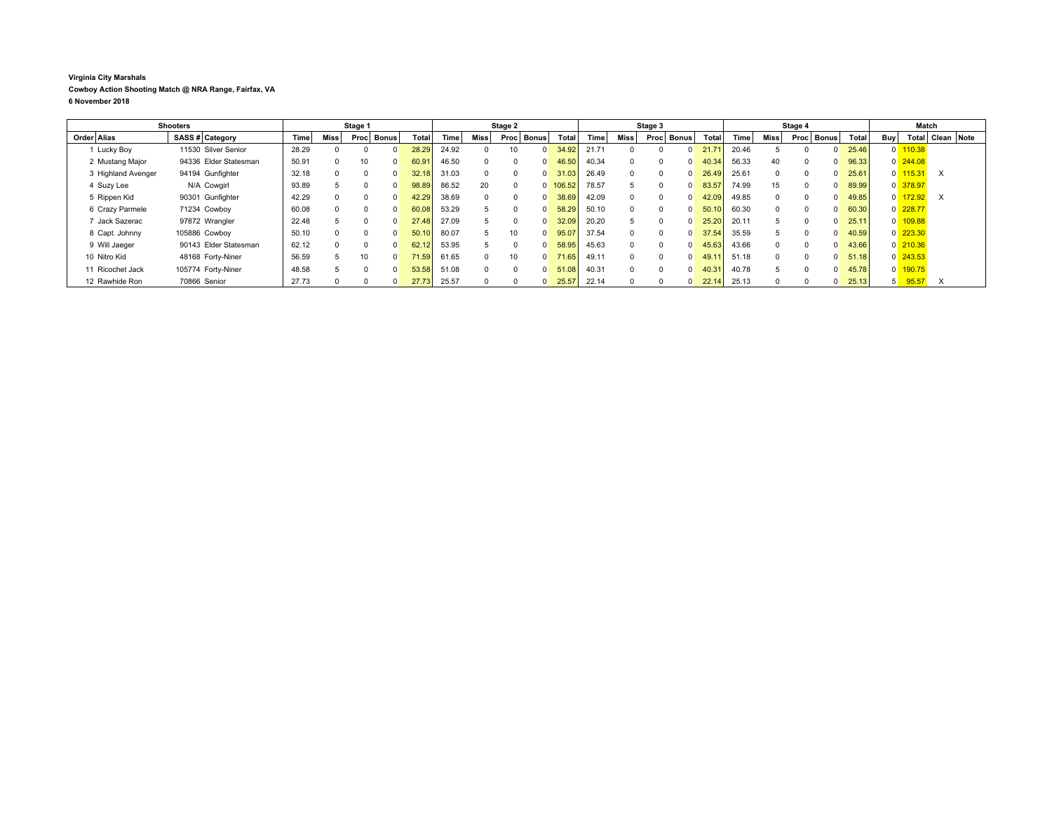**Virginia City Marshals**

**Cowboy Action Shooting Match @ NRA Range, Fairfax, VA**

**6 November 2018**

| Shooters | | | | Stage 1 | | | | | Stage 2 | | | | | Stage 3 | | | | | Stage 4 | | | | | Match | | | |
|---|---|---|---|---|---|---|---|---|---|---|---|---|---|---|---|---|---|---|---|---|---|---|---|---|---|---|---|
| Order | Alias | SASS # | Category | Time | Miss | Proc | Bonus | Total | Time | Miss | Proc | Bonus | Total | Time | Miss | Proc | Bonus | Total | Time | Miss | Proc | Bonus | Total | Buy | Total | Clean | Note |
| 1 | Lucky Boy | 11530 | Silver Senior | 28.29 | 0 | 0 | 0 | 28.29 | 24.92 | 0 | 10 | 0 | 34.92 | 21.71 | 0 | 0 | 0 | 21.71 | 20.46 | 5 | 0 | 0 | 25.46 | 0 | 110.38 | | |
| 2 | Mustang Major | 94336 | Elder Statesman | 50.91 | 0 | 10 | 0 | 60.91 | 46.50 | 0 | 0 | 0 | 46.50 | 40.34 | 0 | 0 | 0 | 40.34 | 56.33 | 40 | 0 | 0 | 96.33 | 0 | 244.08 | | |
| 3 | Highland Avenger | 94194 | Gunfighter | 32.18 | 0 | 0 | 0 | 32.18 | 31.03 | 0 | 0 | 0 | 31.03 | 26.49 | 0 | 0 | 0 | 26.49 | 25.61 | 0 | 0 | 0 | 25.61 | 0 | 115.31 | X | |
| 4 | Suzy Lee | N/A | Cowgirl | 93.89 | 5 | 0 | 0 | 98.89 | 86.52 | 20 | 0 | 0 | 106.52 | 78.57 | 5 | 0 | 0 | 83.57 | 74.99 | 15 | 0 | 0 | 89.99 | 0 | 378.97 | | |
| 5 | Rippen Kid | 90301 | Gunfighter | 42.29 | 0 | 0 | 0 | 42.29 | 38.69 | 0 | 0 | 0 | 38.69 | 42.09 | 0 | 0 | 0 | 42.09 | 49.85 | 0 | 0 | 0 | 49.85 | 0 | 172.92 | X | |
| 6 | Crazy Parmele | 71234 | Cowboy | 60.08 | 0 | 0 | 0 | 60.08 | 53.29 | 5 | 0 | 0 | 58.29 | 50.10 | 0 | 0 | 0 | 50.10 | 60.30 | 0 | 0 | 0 | 60.30 | 0 | 228.77 | | |
| 7 | Jack Sazerac | 97872 | Wrangler | 22.48 | 5 | 0 | 0 | 27.48 | 27.09 | 5 | 0 | 0 | 32.09 | 20.20 | 5 | 0 | 0 | 25.20 | 20.11 | 5 | 0 | 0 | 25.11 | 0 | 109.88 | | |
| 8 | Capt. Johnny | 105886 | Cowboy | 50.10 | 0 | 0 | 0 | 50.10 | 80.07 | 5 | 10 | 0 | 95.07 | 37.54 | 0 | 0 | 0 | 37.54 | 35.59 | 5 | 0 | 0 | 40.59 | 0 | 223.30 | | |
| 9 | Will Jaeger | 90143 | Elder Statesman | 62.12 | 0 | 0 | 0 | 62.12 | 53.95 | 5 | 0 | 0 | 58.95 | 45.63 | 0 | 0 | 0 | 45.63 | 43.66 | 0 | 0 | 0 | 43.66 | 0 | 210.36 | | |
| 10 | Nitro Kid | 48168 | Forty-Niner | 56.59 | 5 | 10 | 0 | 71.59 | 61.65 | 0 | 10 | 0 | 71.65 | 49.11 | 0 | 0 | 0 | 49.11 | 51.18 | 0 | 0 | 0 | 51.18 | 0 | 243.53 | | |
| 11 | Ricochet Jack | 105774 | Forty-Niner | 48.58 | 5 | 0 | 0 | 53.58 | 51.08 | 0 | 0 | 0 | 51.08 | 40.31 | 0 | 0 | 0 | 40.31 | 40.78 | 5 | 0 | 0 | 45.78 | 0 | 190.75 | | |
| 12 | Rawhide Ron | 70866 | Senior | 27.73 | 0 | 0 | 0 | 27.73 | 25.57 | 0 | 0 | 0 | 25.57 | 22.14 | 0 | 0 | 0 | 22.14 | 25.13 | 0 | 0 | 0 | 25.13 | 5 | 95.57 | X | |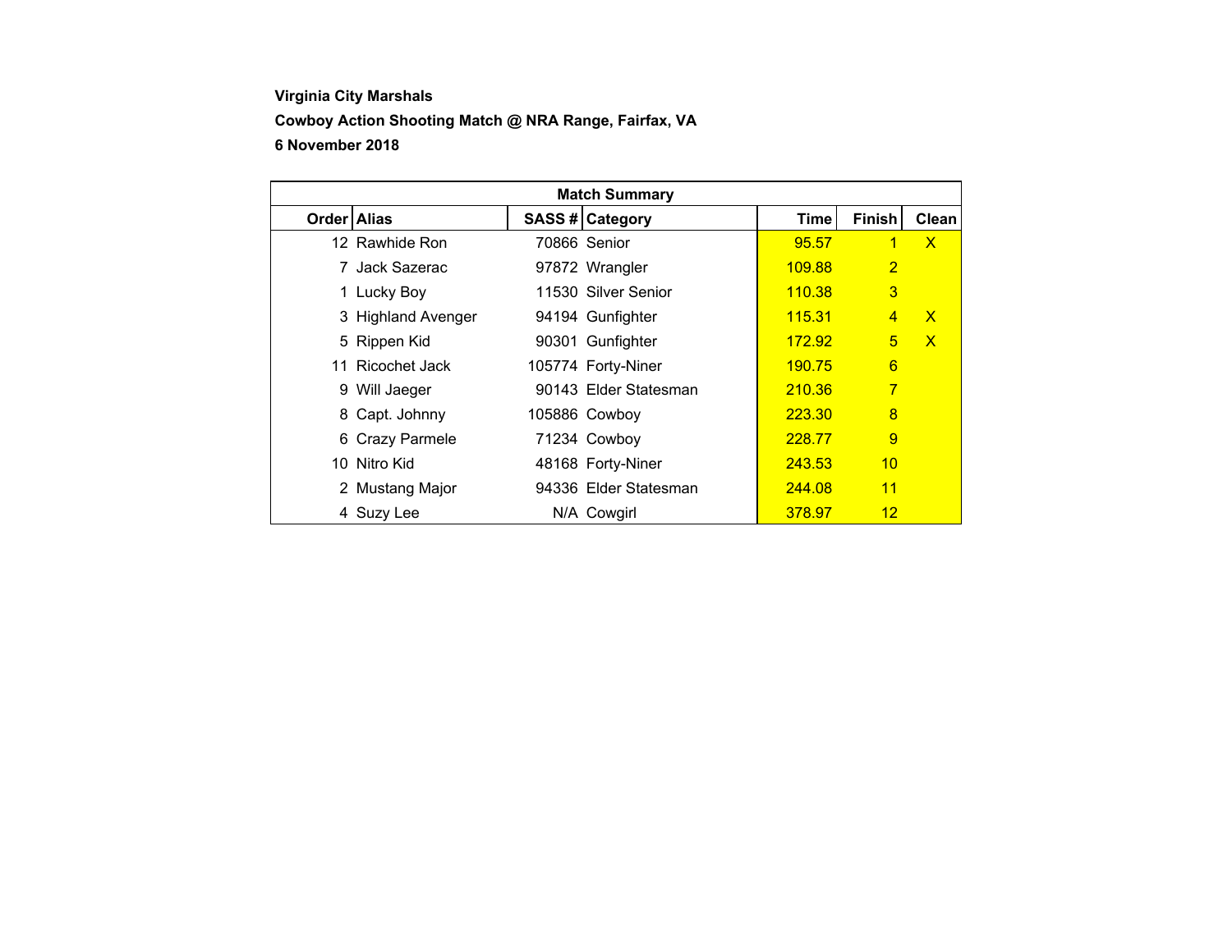**Virginia City Marshals**

**Cowboy Action Shooting Match @ NRA Range, Fairfax, VA**

**6 November 2018**

| Match Summary | | | | | | |
|---|---|---|---|---|---|---|
| **Order** | **Alias** | **SASS #** | **Category** | **Time** | **Finish** | **Clean** |
| 12 | Rawhide Ron | 70866 | Senior | 95.57 | 1 | X |
| 7 | Jack Sazerac | 97872 | Wrangler | 109.88 | 2 | |
| 1 | Lucky Boy | 11530 | Silver Senior | 110.38 | 3 | |
| 3 | Highland Avenger | 94194 | Gunfighter | 115.31 | 4 | X |
| 5 | Rippen Kid | 90301 | Gunfighter | 172.92 | 5 | X |
| 11 | Ricochet Jack | 105774 | Forty-Niner | 190.75 | 6 | |
| 9 | Will Jaeger | 90143 | Elder Statesman | 210.36 | 7 | |
| 8 | Capt. Johnny | 105886 | Cowboy | 223.30 | 8 | |
| 6 | Crazy Parmele | 71234 | Cowboy | 228.77 | 9 | |
| 10 | Nitro Kid | 48168 | Forty-Niner | 243.53 | 10 | |
| 2 | Mustang Major | 94336 | Elder Statesman | 244.08 | 11 | |
| 4 | Suzy Lee | N/A | Cowgirl | 378.97 | 12 | |